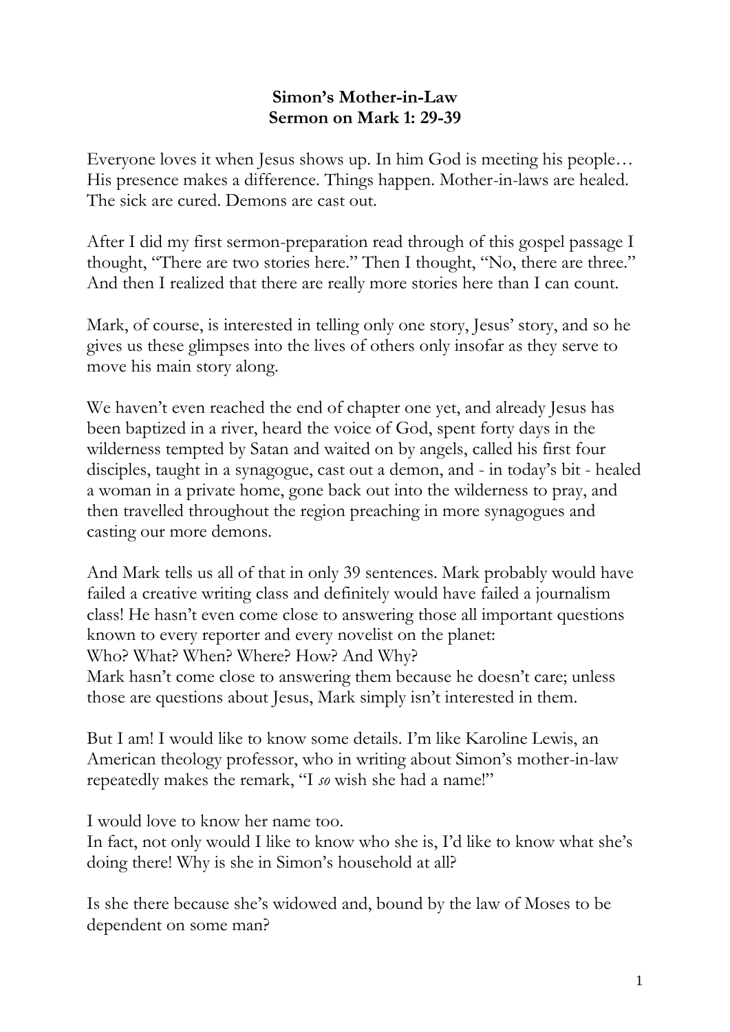**Simon's Mother-in-Law**
**Sermon on Mark 1: 29-39**

Everyone loves it when Jesus shows up. In him God is meeting his people… His presence makes a difference. Things happen. Mother-in-laws are healed. The sick are cured. Demons are cast out.

After I did my first sermon-preparation read through of this gospel passage I thought, "There are two stories here." Then I thought, "No, there are three." And then I realized that there are really more stories here than I can count.

Mark, of course, is interested in telling only one story, Jesus' story, and so he gives us these glimpses into the lives of others only insofar as they serve to move his main story along.

We haven't even reached the end of chapter one yet, and already Jesus has been baptized in a river, heard the voice of God, spent forty days in the wilderness tempted by Satan and waited on by angels, called his first four disciples, taught in a synagogue, cast out a demon, and - in today's bit - healed a woman in a private home, gone back out into the wilderness to pray, and then travelled throughout the region preaching in more synagogues and casting our more demons.

And Mark tells us all of that in only 39 sentences. Mark probably would have failed a creative writing class and definitely would have failed a journalism class! He hasn't even come close to answering those all important questions known to every reporter and every novelist on the planet:
Who? What? When? Where? How? And Why?
Mark hasn't come close to answering them because he doesn't care; unless those are questions about Jesus, Mark simply isn't interested in them.

But I am! I would like to know some details. I'm like Karoline Lewis, an American theology professor, who in writing about Simon's mother-in-law repeatedly makes the remark, "I *so* wish she had a name!"

I would love to know her name too.
In fact, not only would I like to know who she is, I'd like to know what she's doing there! Why is she in Simon's household at all?

Is she there because she's widowed and, bound by the law of Moses to be dependent on some man?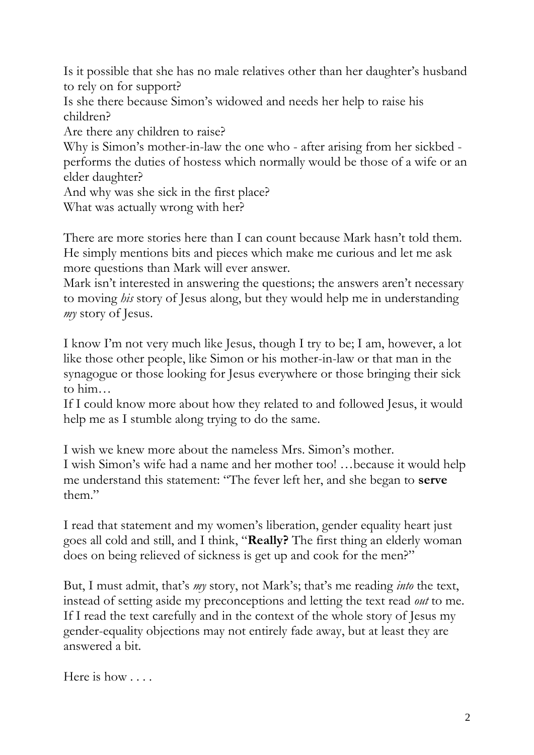Is it possible that she has no male relatives other than her daughter's husband to rely on for support?
Is she there because Simon's widowed and needs her help to raise his children?
Are there any children to raise?
Why is Simon's mother-in-law the one who - after arising from her sickbed - performs the duties of hostess which normally would be those of a wife or an elder daughter?
And why was she sick in the first place?
What was actually wrong with her?

There are more stories here than I can count because Mark hasn't told them. He simply mentions bits and pieces which make me curious and let me ask more questions than Mark will ever answer.
Mark isn't interested in answering the questions; the answers aren't necessary to moving *his* story of Jesus along, but they would help me in understanding *my* story of Jesus.

I know I'm not very much like Jesus, though I try to be; I am, however, a lot like those other people, like Simon or his mother-in-law or that man in the synagogue or those looking for Jesus everywhere or those bringing their sick to him…
If I could know more about how they related to and followed Jesus, it would help me as I stumble along trying to do the same.

I wish we knew more about the nameless Mrs. Simon's mother.
I wish Simon's wife had a name and her mother too! …because it would help me understand this statement: "The fever left her, and she began to **serve** them."

I read that statement and my women's liberation, gender equality heart just goes all cold and still, and I think, "**Really?** The first thing an elderly woman does on being relieved of sickness is get up and cook for the men?"

But, I must admit, that's *my* story, not Mark's; that's me reading *into* the text, instead of setting aside my preconceptions and letting the text read *out* to me. If I read the text carefully and in the context of the whole story of Jesus my gender-equality objections may not entirely fade away, but at least they are answered a bit.

Here is how . . . .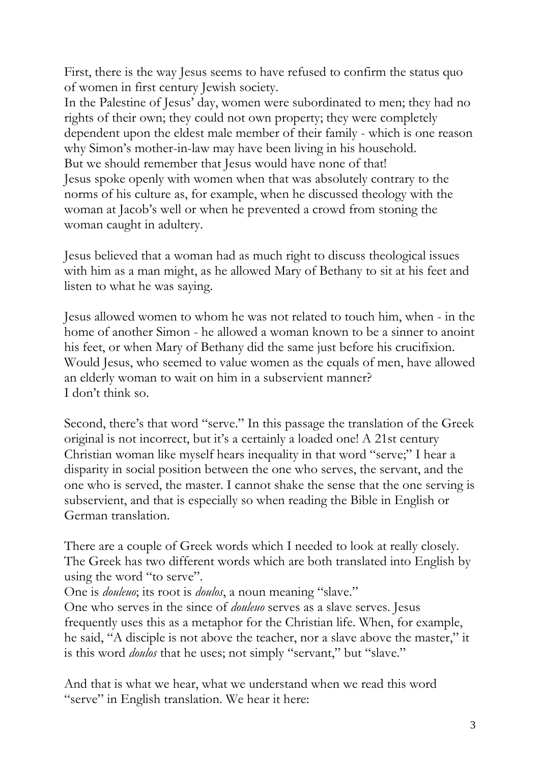First, there is the way Jesus seems to have refused to confirm the status quo of women in first century Jewish society.

In the Palestine of Jesus' day, women were subordinated to men; they had no rights of their own; they could not own property; they were completely dependent upon the eldest male member of their family - which is one reason why Simon's mother-in-law may have been living in his household.

But we should remember that Jesus would have none of that!

Jesus spoke openly with women when that was absolutely contrary to the norms of his culture as, for example, when he discussed theology with the woman at Jacob's well or when he prevented a crowd from stoning the woman caught in adultery.

Jesus believed that a woman had as much right to discuss theological issues with him as a man might, as he allowed Mary of Bethany to sit at his feet and listen to what he was saying.

Jesus allowed women to whom he was not related to touch him, when - in the home of another Simon - he allowed a woman known to be a sinner to anoint his feet, or when Mary of Bethany did the same just before his crucifixion.

Would Jesus, who seemed to value women as the equals of men, have allowed an elderly woman to wait on him in a subservient manner?

I don't think so.

Second, there's that word "serve." In this passage the translation of the Greek original is not incorrect, but it's a certainly a loaded one! A 21st century Christian woman like myself hears inequality in that word "serve;" I hear a disparity in social position between the one who serves, the servant, and the one who is served, the master. I cannot shake the sense that the one serving is subservient, and that is especially so when reading the Bible in English or German translation.

There are a couple of Greek words which I needed to look at really closely. The Greek has two different words which are both translated into English by using the word "to serve".

One is *douleuo*; its root is *doulos*, a noun meaning "slave."

One who serves in the since of *douleuo* serves as a slave serves. Jesus frequently uses this as a metaphor for the Christian life. When, for example, he said, "A disciple is not above the teacher, nor a slave above the master," it is this word *doulos* that he uses; not simply "servant," but "slave."

And that is what we hear, what we understand when we read this word "serve" in English translation. We hear it here: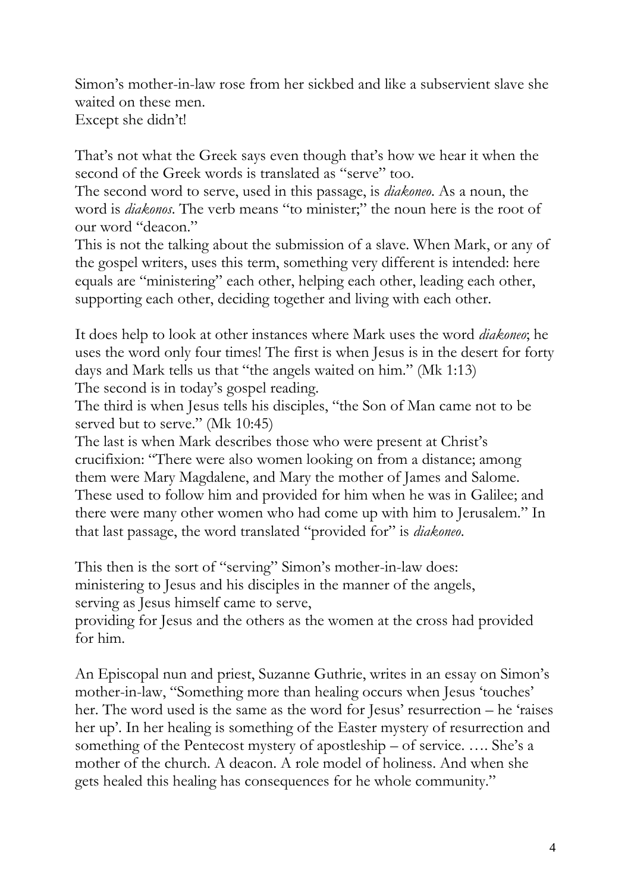Simon's mother-in-law rose from her sickbed and like a subservient slave she waited on these men.
Except she didn't!

That's not what the Greek says even though that's how we hear it when the second of the Greek words is translated as "serve" too.
The second word to serve, used in this passage, is *diakoneo*. As a noun, the word is *diakonos*. The verb means "to minister;" the noun here is the root of our word "deacon."
This is not the talking about the submission of a slave. When Mark, or any of the gospel writers, uses this term, something very different is intended: here equals are "ministering" each other, helping each other, leading each other, supporting each other, deciding together and living with each other.

It does help to look at other instances where Mark uses the word *diakoneo*; he uses the word only four times! The first is when Jesus is in the desert for forty days and Mark tells us that "the angels waited on him." (Mk 1:13)
The second is in today's gospel reading.
The third is when Jesus tells his disciples, "the Son of Man came not to be served but to serve." (Mk 10:45)
The last is when Mark describes those who were present at Christ's crucifixion: "There were also women looking on from a distance; among them were Mary Magdalene, and Mary the mother of James and Salome. These used to follow him and provided for him when he was in Galilee; and there were many other women who had come up with him to Jerusalem." In that last passage, the word translated "provided for" is *diakoneo*.

This then is the sort of "serving" Simon's mother-in-law does:
ministering to Jesus and his disciples in the manner of the angels,
serving as Jesus himself came to serve,
providing for Jesus and the others as the women at the cross had provided for him.

An Episcopal nun and priest, Suzanne Guthrie, writes in an essay on Simon's mother-in-law, "Something more than healing occurs when Jesus 'touches' her. The word used is the same as the word for Jesus' resurrection – he 'raises her up'. In her healing is something of the Easter mystery of resurrection and something of the Pentecost mystery of apostleship – of service. …. She's a mother of the church. A deacon. A role model of holiness. And when she gets healed this healing has consequences for he whole community."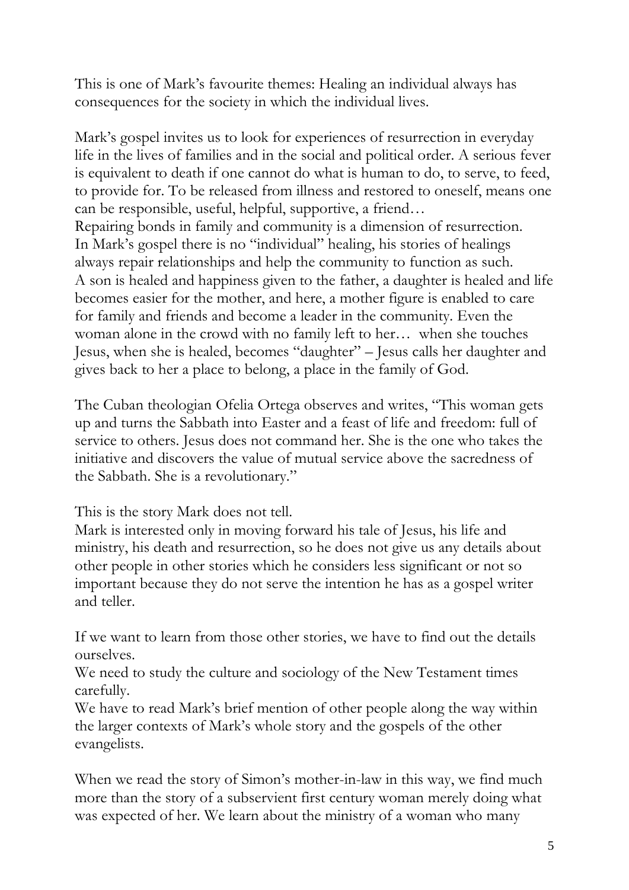This is one of Mark's favourite themes: Healing an individual always has consequences for the society in which the individual lives.

Mark's gospel invites us to look for experiences of resurrection in everyday life in the lives of families and in the social and political order. A serious fever is equivalent to death if one cannot do what is human to do, to serve, to feed, to provide for. To be released from illness and restored to oneself, means one can be responsible, useful, helpful, supportive, a friend…
Repairing bonds in family and community is a dimension of resurrection.
In Mark's gospel there is no "individual" healing, his stories of healings always repair relationships and help the community to function as such.
A son is healed and happiness given to the father, a daughter is healed and life becomes easier for the mother, and here, a mother figure is enabled to care for family and friends and become a leader in the community. Even the woman alone in the crowd with no family left to her… when she touches Jesus, when she is healed, becomes "daughter" – Jesus calls her daughter and gives back to her a place to belong, a place in the family of God.

The Cuban theologian Ofelia Ortega observes and writes, "This woman gets up and turns the Sabbath into Easter and a feast of life and freedom: full of service to others. Jesus does not command her. She is the one who takes the initiative and discovers the value of mutual service above the sacredness of the Sabbath. She is a revolutionary."

This is the story Mark does not tell.
Mark is interested only in moving forward his tale of Jesus, his life and ministry, his death and resurrection, so he does not give us any details about other people in other stories which he considers less significant or not so important because they do not serve the intention he has as a gospel writer and teller.

If we want to learn from those other stories, we have to find out the details ourselves.
We need to study the culture and sociology of the New Testament times carefully.
We have to read Mark's brief mention of other people along the way within the larger contexts of Mark's whole story and the gospels of the other evangelists.

When we read the story of Simon's mother-in-law in this way, we find much more than the story of a subservient first century woman merely doing what was expected of her. We learn about the ministry of a woman who many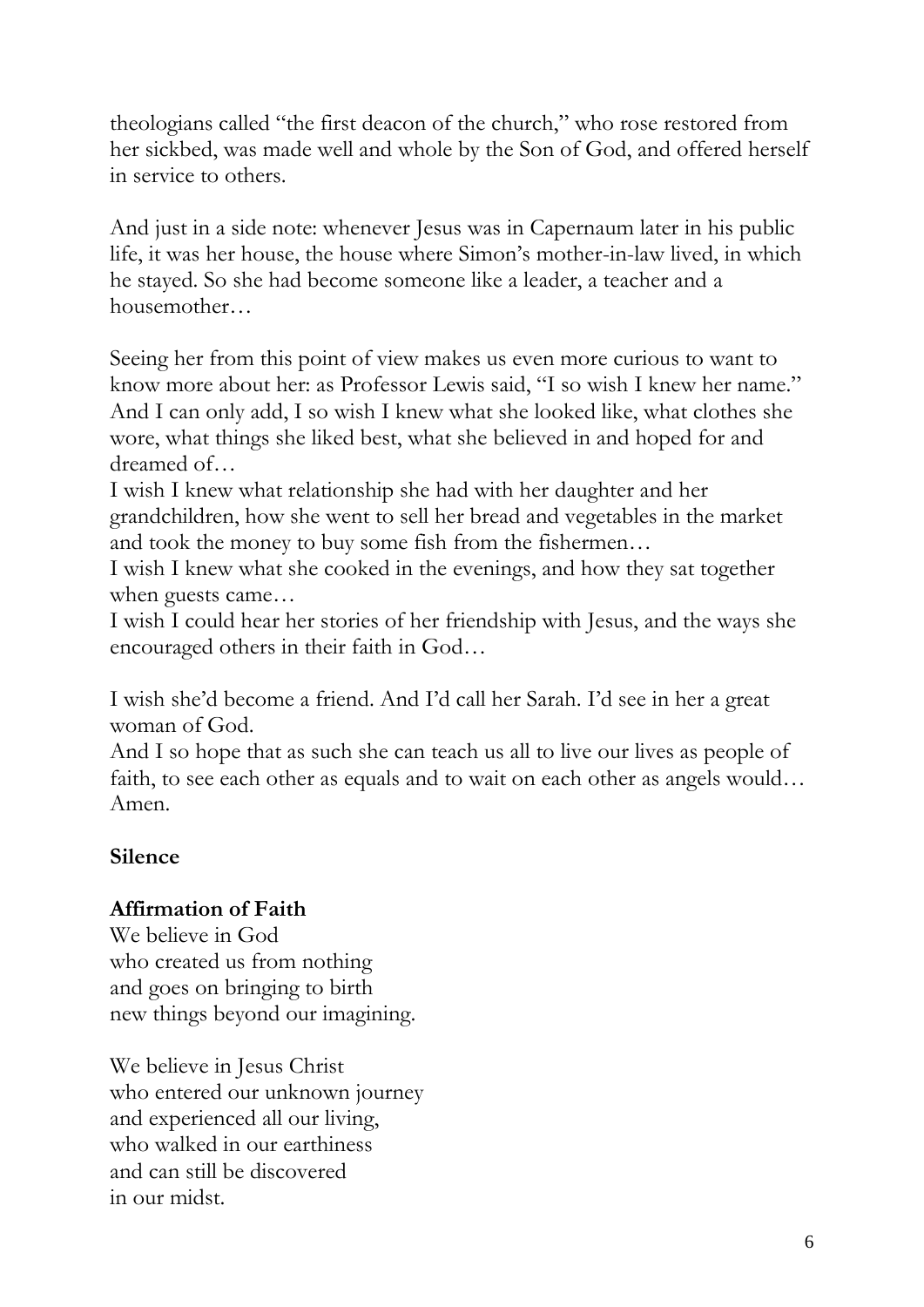theologians called "the first deacon of the church," who rose restored from her sickbed, was made well and whole by the Son of God, and offered herself in service to others.

And just in a side note: whenever Jesus was in Capernaum later in his public life, it was her house, the house where Simon's mother-in-law lived, in which he stayed. So she had become someone like a leader, a teacher and a housemother…

Seeing her from this point of view makes us even more curious to want to know more about her: as Professor Lewis said, "I so wish I knew her name." And I can only add, I so wish I knew what she looked like, what clothes she wore, what things she liked best, what she believed in and hoped for and dreamed of…
I wish I knew what relationship she had with her daughter and her grandchildren, how she went to sell her bread and vegetables in the market and took the money to buy some fish from the fishermen…
I wish I knew what she cooked in the evenings, and how they sat together when guests came…
I wish I could hear her stories of her friendship with Jesus, and the ways she encouraged others in their faith in God…

I wish she'd become a friend. And I'd call her Sarah. I'd see in her a great woman of God.
And I so hope that as such she can teach us all to live our lives as people of faith, to see each other as equals and to wait on each other as angels would… Amen.

**Silence**

**Affirmation of Faith**
We believe in God
who created us from nothing
and goes on bringing to birth
new things beyond our imagining.

We believe in Jesus Christ
who entered our unknown journey
and experienced all our living,
who walked in our earthiness
and can still be discovered
in our midst.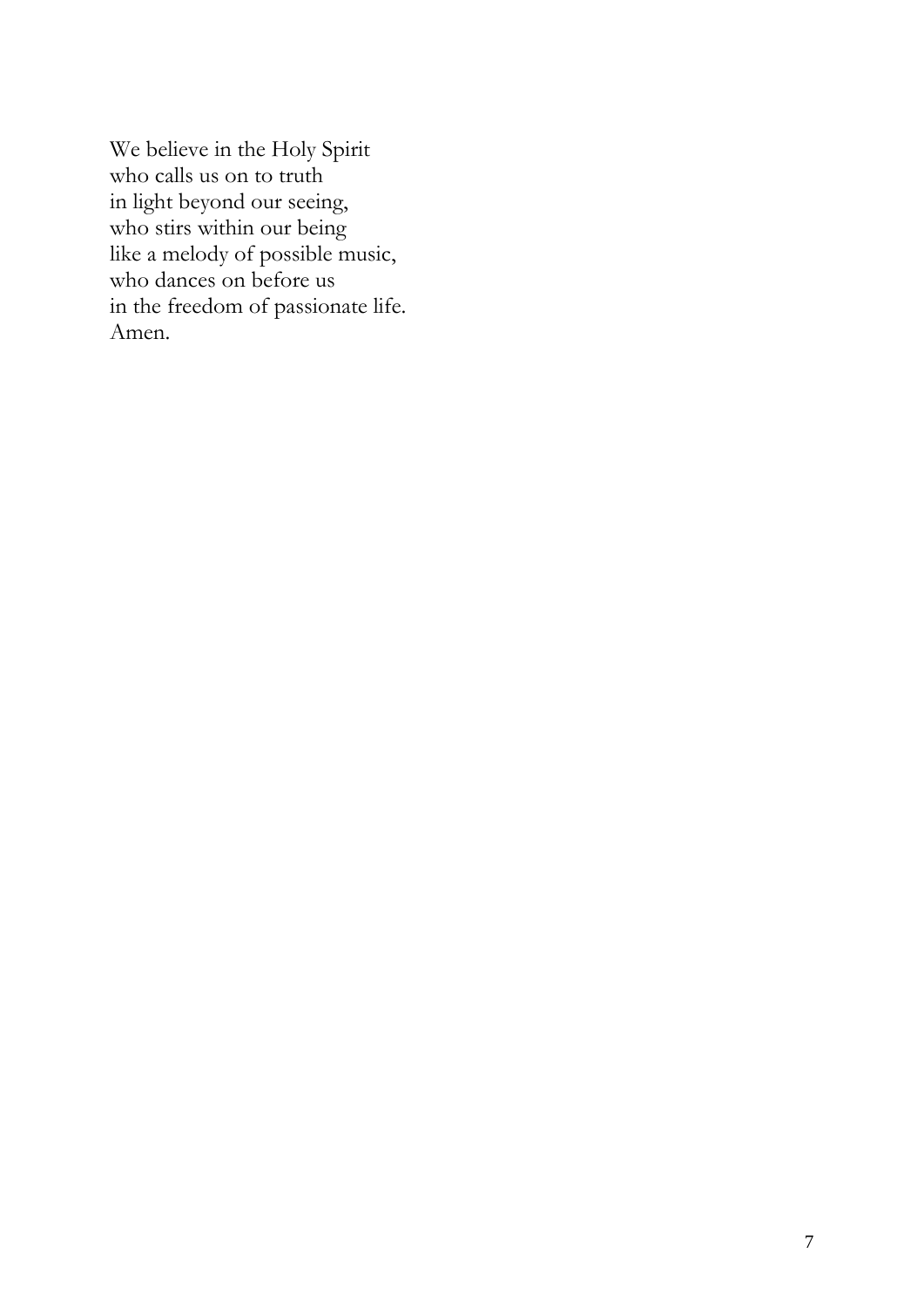We believe in the Holy Spirit  
who calls us on to truth  
in light beyond our seeing,  
who stirs within our being  
like a melody of possible music,  
who dances on before us  
in the freedom of passionate life.  
Amen.